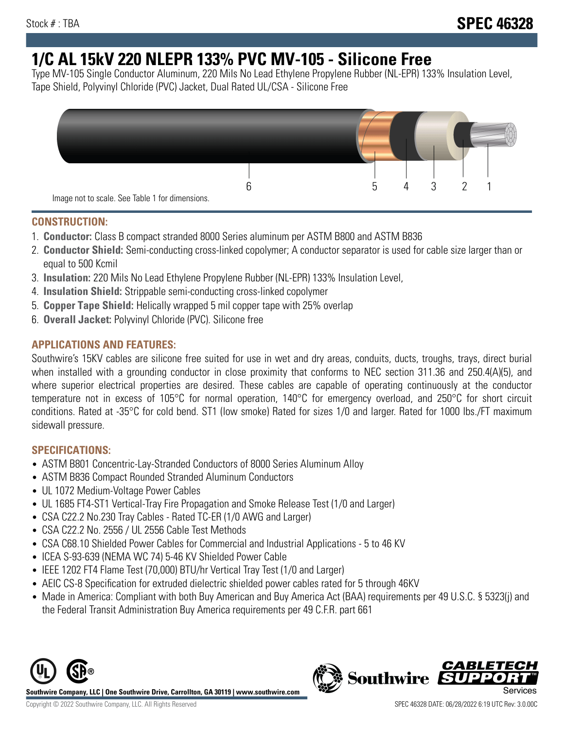Stock # : TBA

# SPEC 46328

# 1/C AL 15kV 220 NLEPR 133% PVC MV-105 - Silicone Free

Type MV-105 Single Conductor Aluminum, 220 Mils No Lead Ethylene Propylene Rubber (NL-EPR) 133% Insulation Level, Tape Shield, Polyvinyl Chloride (PVC) Jacket, Dual Rated UL/CSA - Silicone Free

6 5 4 3 2 1

Image not to scale. See Table 1 for dimensions.

## CONSTRUCTION:

1. **Conductor:** Class B compact stranded 8000 Series aluminum per ASTM B800 and ASTM B836
2. **Conductor Shield:** Semi-conducting cross-linked copolymer; A conductor separator is used for cable size larger than or equal to 500 Kcmil
3. **Insulation:** 220 Mils No Lead Ethylene Propylene Rubber (NL-EPR) 133% Insulation Level,
4. **Insulation Shield:** Strippable semi-conducting cross-linked copolymer
5. **Copper Tape Shield:** Helically wrapped 5 mil copper tape with 25% overlap
6. **Overall Jacket:** Polyvinyl Chloride (PVC). Silicone free

## APPLICATIONS AND FEATURES:

Southwire's 15KV cables are silicone free suited for use in wet and dry areas, conduits, ducts, troughs, trays, direct burial when installed with a grounding conductor in close proximity that conforms to NEC section 311.36 and 250.4(A)(5), and where superior electrical properties are desired. These cables are capable of operating continuously at the conductor temperature not in excess of 105°C for normal operation, 140°C for emergency overload, and 250°C for short circuit conditions. Rated at -35°C for cold bend. ST1 (low smoke) Rated for sizes 1/0 and larger. Rated for 1000 lbs./FT maximum sidewall pressure.

## SPECIFICATIONS:

- ASTM B801 Concentric-Lay-Stranded Conductors of 8000 Series Aluminum Alloy
- ASTM B836 Compact Rounded Stranded Aluminum Conductors
- UL 1072 Medium-Voltage Power Cables
- UL 1685 FT4-ST1 Vertical-Tray Fire Propagation and Smoke Release Test (1/0 and Larger)
- CSA C22.2 No.230 Tray Cables - Rated TC-ER (1/0 AWG and Larger)
- CSA C22.2 No. 2556 / UL 2556 Cable Test Methods
- CSA C68.10 Shielded Power Cables for Commercial and Industrial Applications - 5 to 46 KV
- ICEA S-93-639 (NEMA WC 74) 5-46 KV Shielded Power Cable
- IEEE 1202 FT4 Flame Test (70,000) BTU/hr Vertical Tray Test (1/0 and Larger)
- AEIC CS-8 Specification for extruded dielectric shielded power cables rated for 5 through 46KV
- Made in America: Compliant with both Buy American and Buy America Act (BAA) requirements per 49 U.S.C. § 5323(j) and the Federal Transit Administration Buy America requirements per 49 C.F.R. part 661

**Southwire Company, LLC | One Southwire Drive, Carrollton, GA 30119 | www.southwire.com**

Copyright © 2022 Southwire Company, LLC. All Rights Reserved

SPEC 46328 DATE: 06/28/2022 6:19 UTC Rev: 3.0.00C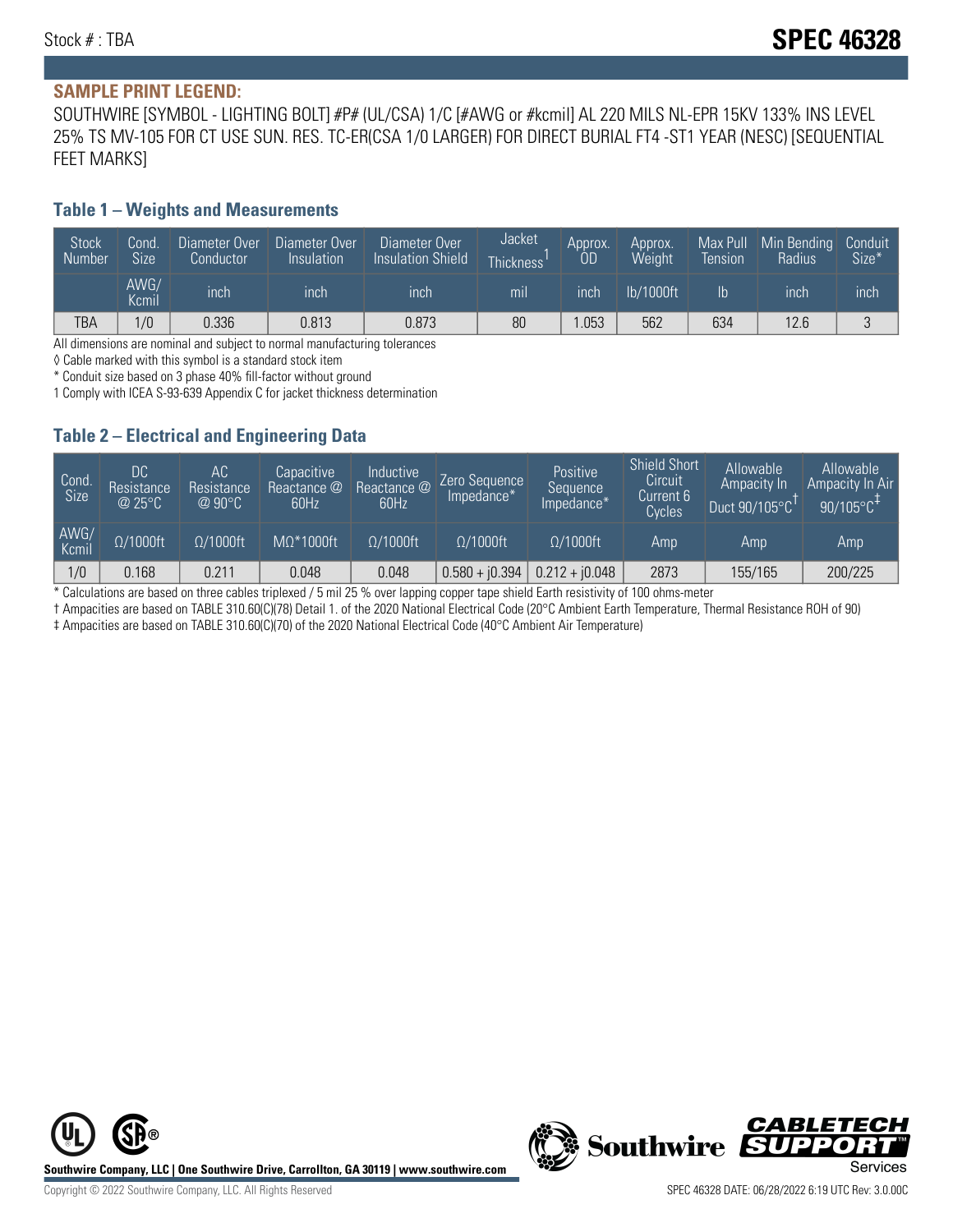Stock # : TBA

# SPEC 46328

**SAMPLE PRINT LEGEND:**

SOUTHWIRE [SYMBOL - LIGHTING BOLT] #P# (UL/CSA) 1/C [#AWG or #kcmil] AL 220 MILS NL-EPR 15KV 133% INS LEVEL 25% TS MV-105 FOR CT USE SUN. RES. TC-ER(CSA 1/0 LARGER) FOR DIRECT BURIAL FT4 -ST1 YEAR (NESC) [SEQUENTIAL FEET MARKS]

## Table 1 – Weights and Measurements

| Stock Number | Cond. Size | Diameter Over Conductor | Diameter Over Insulation | Diameter Over Insulation Shield | Jacket Thickness[1] | Approx. OD | Approx. Weight | Max Pull Tension | Min Bending Radius | Conduit Size* |
|---|---|---|---|---|---|---|---|---|---|---|
| | AWG/ Kcmil | inch | inch | inch | mil | inch | lb/1000ft | lb | inch | inch |
| TBA | 1/0 | 0.336 | 0.813 | 0.873 | 80 | 1.053 | 562 | 634 | 12.6 | 3 |

All dimensions are nominal and subject to normal manufacturing tolerances

◊ Cable marked with this symbol is a standard stock item

* Conduit size based on 3 phase 40% fill-factor without ground

1 Comply with ICEA S-93-639 Appendix C for jacket thickness determination

## Table 2 – Electrical and Engineering Data

| Cond. Size | DC Resistance @ 25°C | AC Resistance @ 90°C | Capacitive Reactance @ 60Hz | Inductive Reactance @ 60Hz | Zero Sequence Impedance* | Positive Sequence Impedance* | Shield Short Circuit Current 6 Cycles | Allowable Ampacity In Duct 90/105°C† | Allowable Ampacity In Air 90/105°C‡ |
|---|---|---|---|---|---|---|---|---|---|
| AWG/ Kcmil | Ω/1000ft | Ω/1000ft | MΩ*1000ft | Ω/1000ft | Ω/1000ft | Ω/1000ft | Amp | Amp | Amp |
| 1/0 | 0.168 | 0.211 | 0.048 | 0.048 | 0.580 + j0.394 | 0.212 + j0.048 | 2873 | 155/165 | 200/225 |

* Calculations are based on three cables triplexed / 5 mil 25 % over lapping copper tape shield Earth resistivity of 100 ohms-meter

† Ampacities are based on TABLE 310.60(C)(78) Detail 1. of the 2020 National Electrical Code (20°C Ambient Earth Temperature, Thermal Resistance ROH of 90)

‡ Ampacities are based on TABLE 310.60(C)(70) of the 2020 National Electrical Code (40°C Ambient Air Temperature)

**Southwire Company, LLC | One Southwire Drive, Carrollton, GA 30119 | www.southwire.com**

Copyright © 2022 Southwire Company, LLC. All Rights Reserved

SPEC 46328 DATE: 06/28/2022 6:19 UTC Rev: 3.0.00C